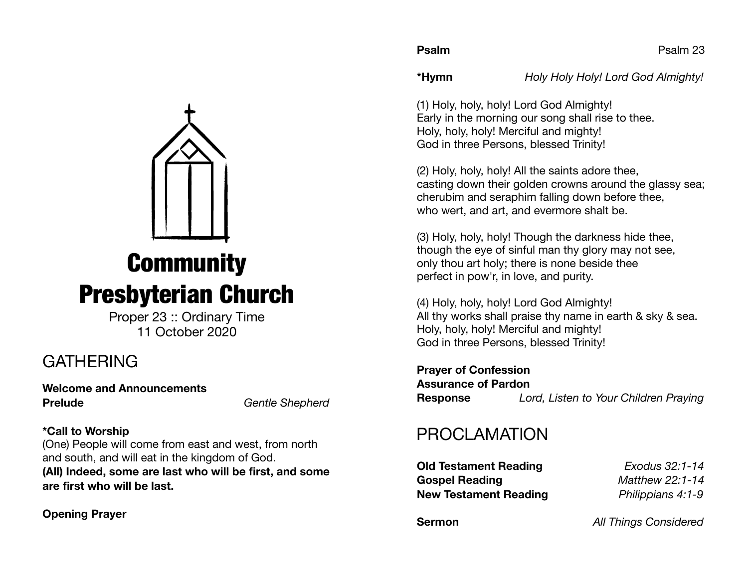# Community Presbyterian Church

Proper 23 :: Ordinary Time
11 October 2020

## GATHERING

**Welcome and Announcements**
**Prelude** *Gentle Shepherd*

***Call to Worship**
(One) People will come from east and west, from north and south, and will eat in the kingdom of God.
**(All) Indeed, some are last who will be first, and some are first who will be last.**

**Opening Prayer**

**Psalm** Psalm 23

***Hymn** *Holy Holy Holy! Lord God Almighty!*

(1) Holy, holy, holy! Lord God Almighty!
Early in the morning our song shall rise to thee.
Holy, holy, holy! Merciful and mighty!
God in three Persons, blessed Trinity!

(2) Holy, holy, holy! All the saints adore thee,
casting down their golden crowns around the glassy sea;
cherubim and seraphim falling down before thee,
who wert, and art, and evermore shalt be.

(3) Holy, holy, holy! Though the darkness hide thee,
though the eye of sinful man thy glory may not see,
only thou art holy; there is none beside thee
perfect in pow'r, in love, and purity.

(4) Holy, holy, holy! Lord God Almighty!
All thy works shall praise thy name in earth & sky & sea.
Holy, holy, holy! Merciful and mighty!
God in three Persons, blessed Trinity!

**Prayer of Confession**
**Assurance of Pardon**
**Response** *Lord, Listen to Your Children Praying*

## PROCLAMATION

**Old Testament Reading** *Exodus 32:1-14*
**Gospel Reading** *Matthew 22:1-14*
**New Testament Reading** *Philippians 4:1-9*

**Sermon** *All Things Considered*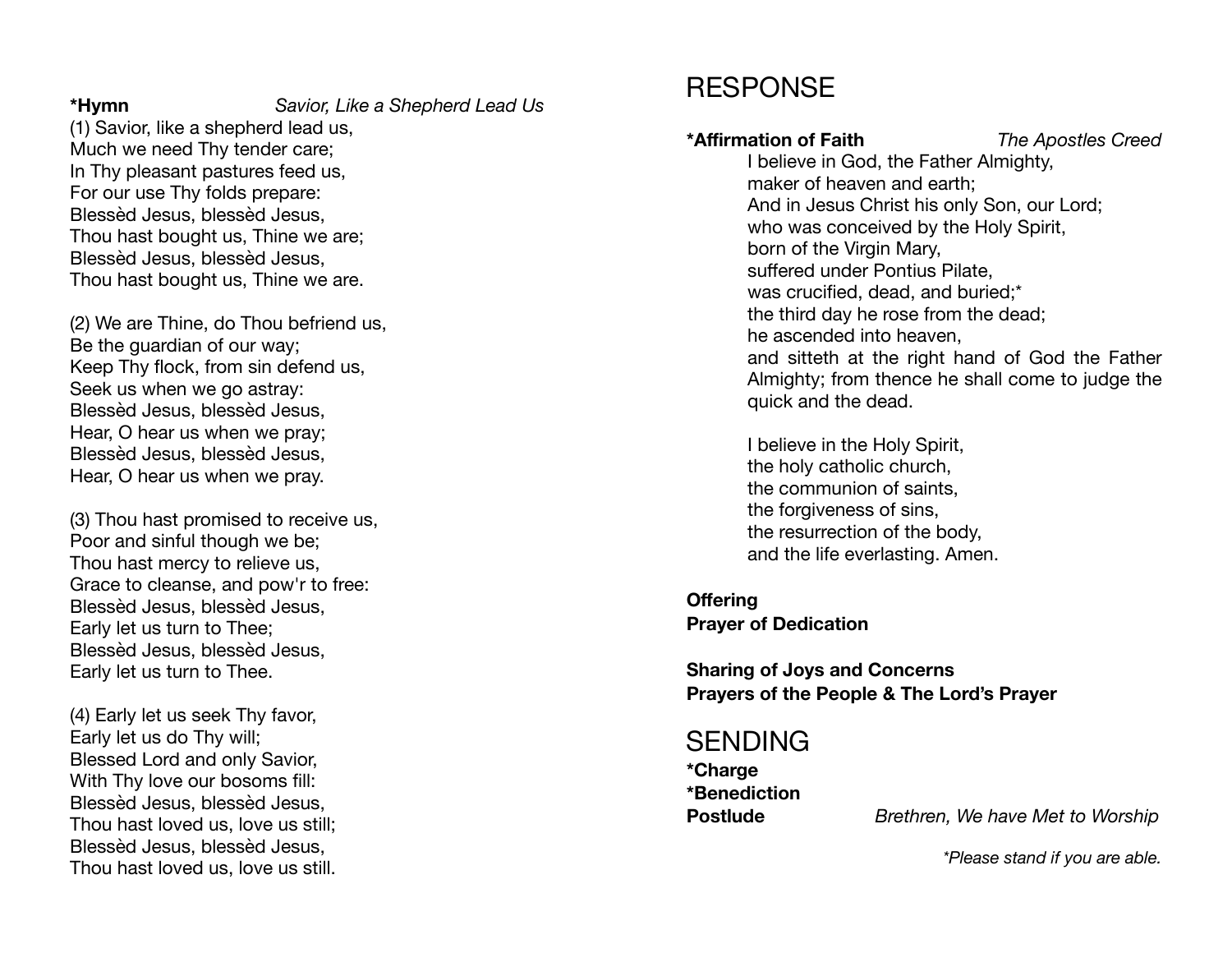**\*Hymn** *Savior, Like a Shepherd Lead Us*

(1) Savior, like a shepherd lead us,
Much we need Thy tender care;
In Thy pleasant pastures feed us,
For our use Thy folds prepare:
Blessèd Jesus, blessèd Jesus,
Thou hast bought us, Thine we are;
Blessèd Jesus, blessèd Jesus,
Thou hast bought us, Thine we are.

(2) We are Thine, do Thou befriend us,
Be the guardian of our way;
Keep Thy flock, from sin defend us,
Seek us when we go astray:
Blessèd Jesus, blessèd Jesus,
Hear, O hear us when we pray;
Blessèd Jesus, blessèd Jesus,
Hear, O hear us when we pray.

(3) Thou hast promised to receive us,
Poor and sinful though we be;
Thou hast mercy to relieve us,
Grace to cleanse, and pow'r to free:
Blessèd Jesus, blessèd Jesus,
Early let us turn to Thee;
Blessèd Jesus, blessèd Jesus,
Early let us turn to Thee.

(4) Early let us seek Thy favor,
Early let us do Thy will;
Blessed Lord and only Savior,
With Thy love our bosoms fill:
Blessèd Jesus, blessèd Jesus,
Thou hast loved us, love us still;
Blessèd Jesus, blessèd Jesus,
Thou hast loved us, love us still.

# RESPONSE

**\*Affirmation of Faith** *The Apostles Creed*

I believe in God, the Father Almighty,
maker of heaven and earth;
And in Jesus Christ his only Son, our Lord;
who was conceived by the Holy Spirit,
born of the Virgin Mary,
suffered under Pontius Pilate,
was crucified, dead, and buried;*
the third day he rose from the dead;
he ascended into heaven,
and sitteth at the right hand of God the Father Almighty; from thence he shall come to judge the quick and the dead.

I believe in the Holy Spirit,
the holy catholic church,
the communion of saints,
the forgiveness of sins,
the resurrection of the body,
and the life everlasting. Amen.

**Offering**
**Prayer of Dedication**

**Sharing of Joys and Concerns**
**Prayers of the People & The Lord's Prayer**

# SENDING

**\*Charge**
**\*Benediction**
**Postlude** *Brethren, We have Met to Worship*

*\*Please stand if you are able.*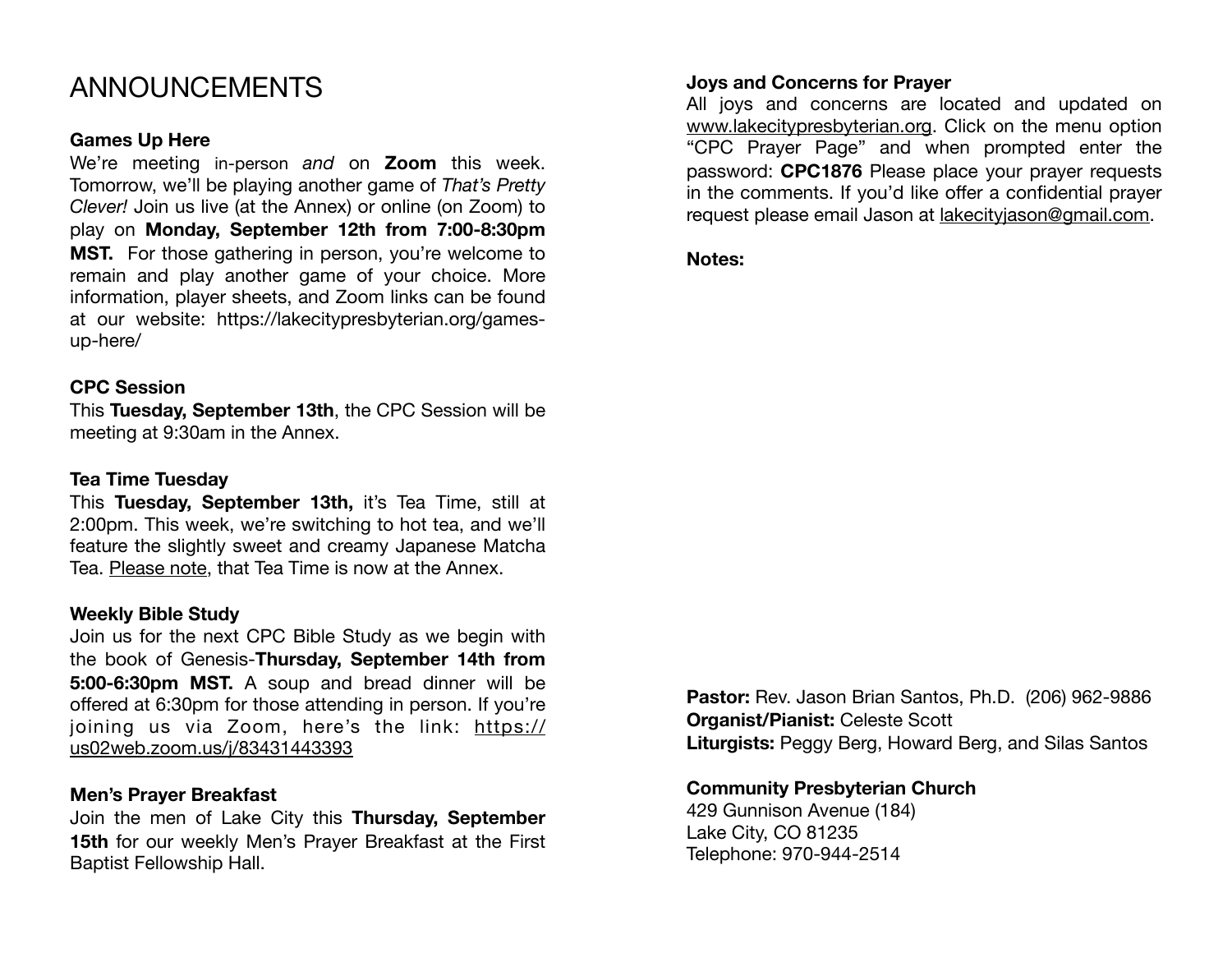# ANNOUNCEMENTS

### Games Up Here

We're meeting in-person *and* on **Zoom** this week. Tomorrow, we'll be playing another game of *That's Pretty Clever!* Join us live (at the Annex) or online (on Zoom) to play on **Monday, September 12th from 7:00-8:30pm MST.** For those gathering in person, you're welcome to remain and play another game of your choice. More information, player sheets, and Zoom links can be found at our website: https://lakecitypresbyterian.org/games-up-here/

### CPC Session

This **Tuesday, September 13th**, the CPC Session will be meeting at 9:30am in the Annex.

### Tea Time Tuesday

This **Tuesday, September 13th,** it's Tea Time, still at 2:00pm. This week, we're switching to hot tea, and we'll feature the slightly sweet and creamy Japanese Matcha Tea. Please note, that Tea Time is now at the Annex.

### Weekly Bible Study

Join us for the next CPC Bible Study as we begin with the book of Genesis-**Thursday, September 14th from 5:00-6:30pm MST.** A soup and bread dinner will be offered at 6:30pm for those attending in person. If you're joining us via Zoom, here's the link: https://us02web.zoom.us/j/83431443393

### Men's Prayer Breakfast

Join the men of Lake City this **Thursday, September 15th** for our weekly Men's Prayer Breakfast at the First Baptist Fellowship Hall.

### Joys and Concerns for Prayer

All joys and concerns are located and updated on www.lakecitypresbyterian.org. Click on the menu option "CPC Prayer Page" and when prompted enter the password: **CPC1876** Please place your prayer requests in the comments. If you'd like offer a confidential prayer request please email Jason at lakecityjason@gmail.com.

**Notes:**

**Pastor:** Rev. Jason Brian Santos, Ph.D. (206) 962-9886
**Organist/Pianist:** Celeste Scott
**Liturgists:** Peggy Berg, Howard Berg, and Silas Santos

**Community Presbyterian Church**
429 Gunnison Avenue (184)
Lake City, CO 81235
Telephone: 970-944-2514